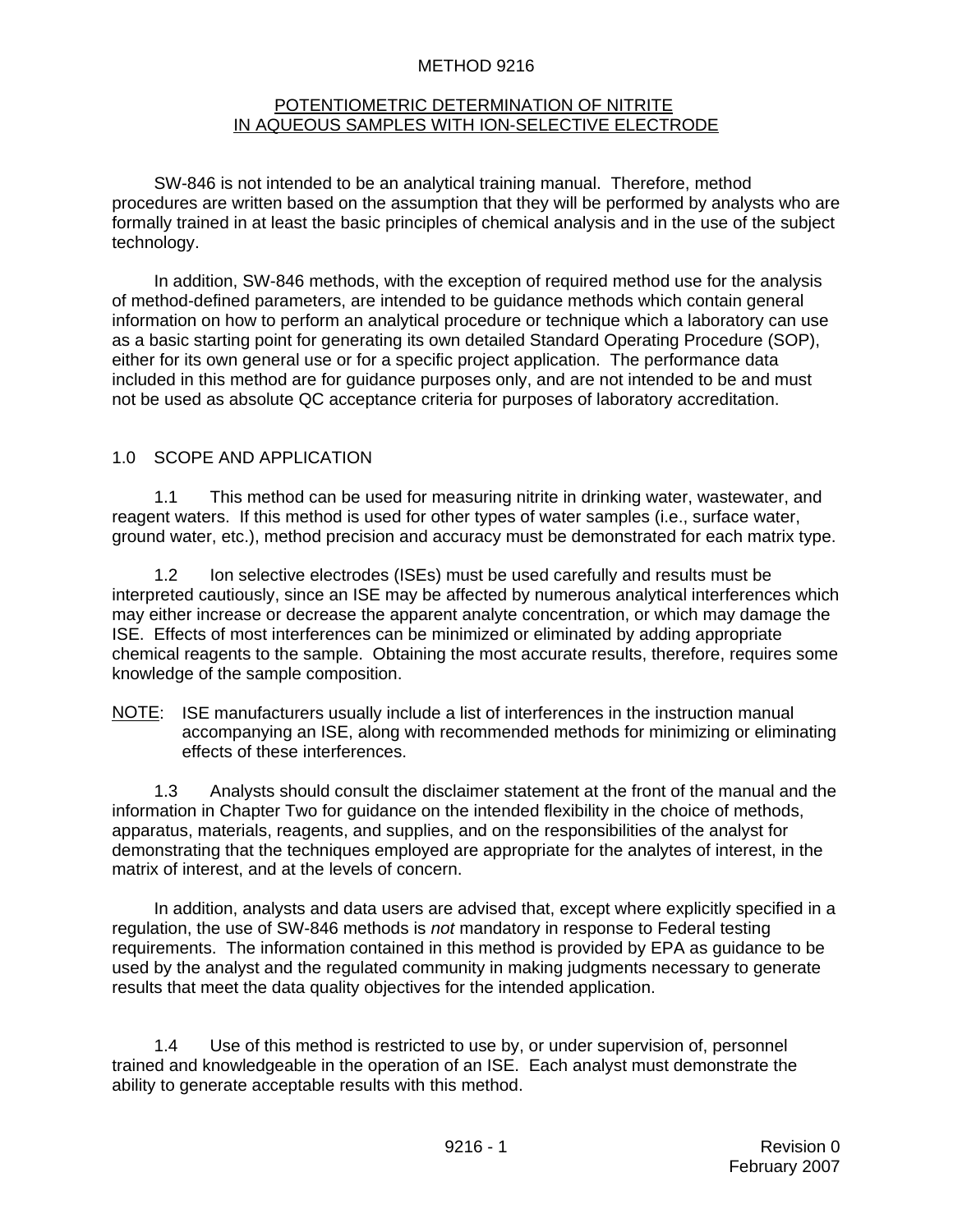# METHOD 9216

## POTENTIOMETRIC DETERMINATION OF NITRITE IN AQUEOUS SAMPLES WITH ION-SELECTIVE ELECTRODE

SW-846 is not intended to be an analytical training manual. Therefore, method procedures are written based on the assumption that they will be performed by analysts who are formally trained in at least the basic principles of chemical analysis and in the use of the subject technology.

In addition, SW-846 methods, with the exception of required method use for the analysis of method-defined parameters, are intended to be guidance methods which contain general information on how to perform an analytical procedure or technique which a laboratory can use as a basic starting point for generating its own detailed Standard Operating Procedure (SOP), either for its own general use or for a specific project application. The performance data included in this method are for guidance purposes only, and are not intended to be and must not be used as absolute QC acceptance criteria for purposes of laboratory accreditation.

## 1.0 SCOPE AND APPLICATION

1.1 This method can be used for measuring nitrite in drinking water, wastewater, and reagent waters. If this method is used for other types of water samples (i.e., surface water, ground water, etc.), method precision and accuracy must be demonstrated for each matrix type.

1.2 Ion selective electrodes (ISEs) must be used carefully and results must be interpreted cautiously, since an ISE may be affected by numerous analytical interferences which may either increase or decrease the apparent analyte concentration, or which may damage the ISE. Effects of most interferences can be minimized or eliminated by adding appropriate chemical reagents to the sample. Obtaining the most accurate results, therefore, requires some knowledge of the sample composition.

NOTE: ISE manufacturers usually include a list of interferences in the instruction manual accompanying an ISE, along with recommended methods for minimizing or eliminating effects of these interferences.

1.3 Analysts should consult the disclaimer statement at the front of the manual and the information in Chapter Two for guidance on the intended flexibility in the choice of methods, apparatus, materials, reagents, and supplies, and on the responsibilities of the analyst for demonstrating that the techniques employed are appropriate for the analytes of interest, in the matrix of interest, and at the levels of concern.

In addition, analysts and data users are advised that, except where explicitly specified in a regulation, the use of SW-846 methods is *not* mandatory in response to Federal testing requirements. The information contained in this method is provided by EPA as guidance to be used by the analyst and the regulated community in making judgments necessary to generate results that meet the data quality objectives for the intended application.

1.4 Use of this method is restricted to use by, or under supervision of, personnel trained and knowledgeable in the operation of an ISE. Each analyst must demonstrate the ability to generate acceptable results with this method.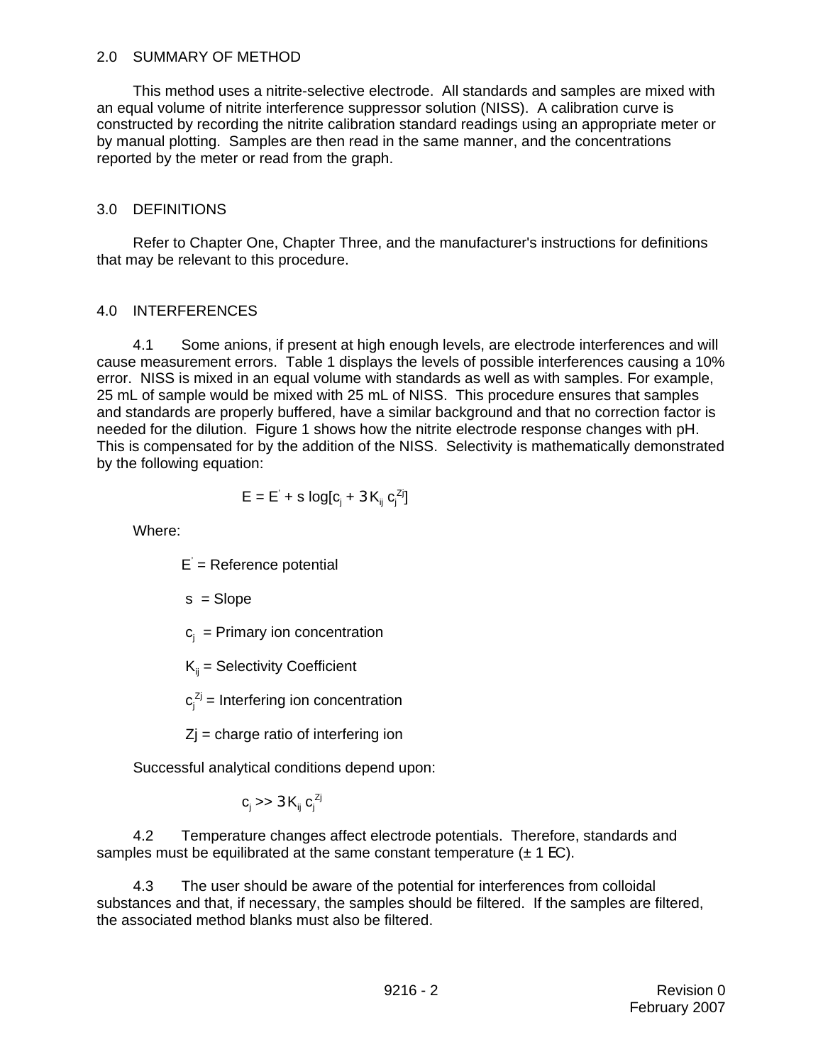## 2.0 SUMMARY OF METHOD

This method uses a nitrite-selective electrode. All standards and samples are mixed with an equal volume of nitrite interference suppressor solution (NISS). A calibration curve is constructed by recording the nitrite calibration standard readings using an appropriate meter or by manual plotting. Samples are then read in the same manner, and the concentrations reported by the meter or read from the graph.

## 3.0 DEFINITIONS

Refer to Chapter One, Chapter Three, and the manufacturer's instructions for definitions that may be relevant to this procedure.

## 4.0 INTERFERENCES

4.1 Some anions, if present at high enough levels, are electrode interferences and will cause measurement errors. Table 1 displays the levels of possible interferences causing a 10% error. NISS is mixed in an equal volume with standards as well as with samples. For example, 25 mL of sample would be mixed with 25 mL of NISS. This procedure ensures that samples and standards are properly buffered, have a similar background and that no correction factor is needed for the dilution. Figure 1 shows how the nitrite electrode response changes with pH. This is compensated for by the addition of the NISS. Selectivity is mathematically demonstrated by the following equation:

$$E = E' + s \log[c_j + \Sigma K_{ij} c_j^{Zj}]$$

Where:

$E'$ = Reference potential

$s$ = Slope

$c_j$ = Primary ion concentration

$K_{ij}$ = Selectivity Coefficient

$c_j^{Zj}$ = Interfering ion concentration

$Zj$ = charge ratio of interfering ion

Successful analytical conditions depend upon:

$$c_j >> \Sigma K_{ij} c_j^{Zj}$$

4.2 Temperature changes affect electrode potentials. Therefore, standards and samples must be equilibrated at the same constant temperature (± 1 °C).

4.3 The user should be aware of the potential for interferences from colloidal substances and that, if necessary, the samples should be filtered. If the samples are filtered, the associated method blanks must also be filtered.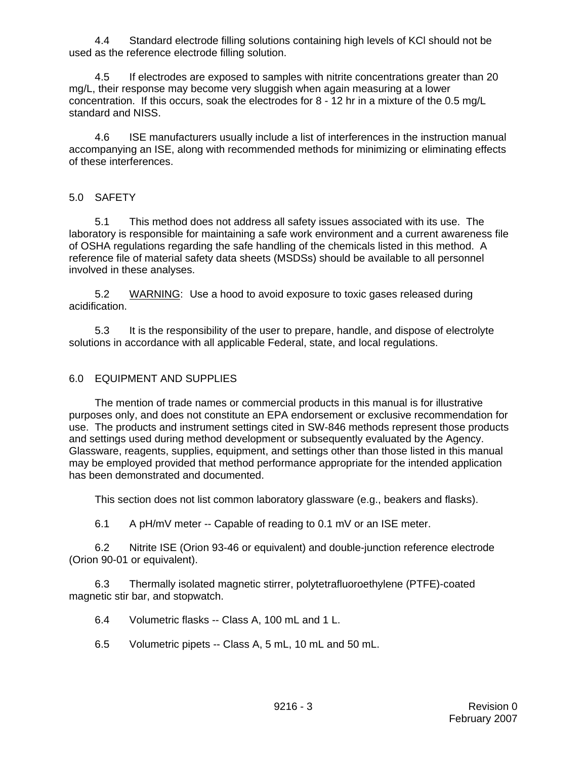4.4 Standard electrode filling solutions containing high levels of KCl should not be used as the reference electrode filling solution.

4.5 If electrodes are exposed to samples with nitrite concentrations greater than 20 mg/L, their response may become very sluggish when again measuring at a lower concentration. If this occurs, soak the electrodes for 8 - 12 hr in a mixture of the 0.5 mg/L standard and NISS.

4.6 ISE manufacturers usually include a list of interferences in the instruction manual accompanying an ISE, along with recommended methods for minimizing or eliminating effects of these interferences.

## 5.0 SAFETY

5.1 This method does not address all safety issues associated with its use. The laboratory is responsible for maintaining a safe work environment and a current awareness file of OSHA regulations regarding the safe handling of the chemicals listed in this method. A reference file of material safety data sheets (MSDSs) should be available to all personnel involved in these analyses.

5.2 WARNING: Use a hood to avoid exposure to toxic gases released during acidification.

5.3 It is the responsibility of the user to prepare, handle, and dispose of electrolyte solutions in accordance with all applicable Federal, state, and local regulations.

## 6.0 EQUIPMENT AND SUPPLIES

The mention of trade names or commercial products in this manual is for illustrative purposes only, and does not constitute an EPA endorsement or exclusive recommendation for use. The products and instrument settings cited in SW-846 methods represent those products and settings used during method development or subsequently evaluated by the Agency. Glassware, reagents, supplies, equipment, and settings other than those listed in this manual may be employed provided that method performance appropriate for the intended application has been demonstrated and documented.

This section does not list common laboratory glassware (e.g., beakers and flasks).

6.1 A pH/mV meter -- Capable of reading to 0.1 mV or an ISE meter.

6.2 Nitrite ISE (Orion 93-46 or equivalent) and double-junction reference electrode (Orion 90-01 or equivalent).

6.3 Thermally isolated magnetic stirrer, polytetrafluoroethylene (PTFE)-coated magnetic stir bar, and stopwatch.

6.4 Volumetric flasks -- Class A, 100 mL and 1 L.

6.5 Volumetric pipets -- Class A, 5 mL, 10 mL and 50 mL.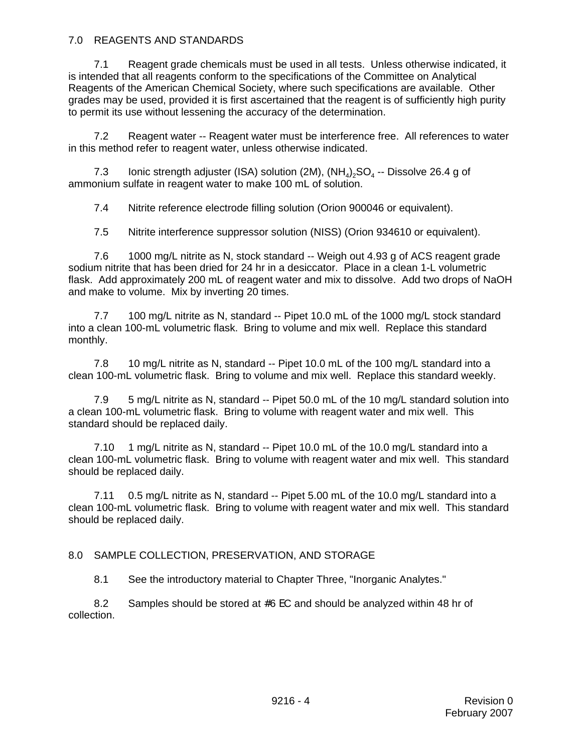## 7.0 REAGENTS AND STANDARDS

7.1 Reagent grade chemicals must be used in all tests. Unless otherwise indicated, it is intended that all reagents conform to the specifications of the Committee on Analytical Reagents of the American Chemical Society, where such specifications are available. Other grades may be used, provided it is first ascertained that the reagent is of sufficiently high purity to permit its use without lessening the accuracy of the determination.

7.2 Reagent water -- Reagent water must be interference free. All references to water in this method refer to reagent water, unless otherwise indicated.

7.3 Ionic strength adjuster (ISA) solution (2M), $(NH_4)_2SO_4$ -- Dissolve 26.4 g of ammonium sulfate in reagent water to make 100 mL of solution.

7.4 Nitrite reference electrode filling solution (Orion 900046 or equivalent).

7.5 Nitrite interference suppressor solution (NISS) (Orion 934610 or equivalent).

7.6 1000 mg/L nitrite as N, stock standard -- Weigh out 4.93 g of ACS reagent grade sodium nitrite that has been dried for 24 hr in a desiccator. Place in a clean 1-L volumetric flask. Add approximately 200 mL of reagent water and mix to dissolve. Add two drops of NaOH and make to volume. Mix by inverting 20 times.

7.7 100 mg/L nitrite as N, standard -- Pipet 10.0 mL of the 1000 mg/L stock standard into a clean 100-mL volumetric flask. Bring to volume and mix well. Replace this standard monthly.

7.8 10 mg/L nitrite as N, standard -- Pipet 10.0 mL of the 100 mg/L standard into a clean 100-mL volumetric flask. Bring to volume and mix well. Replace this standard weekly.

7.9 5 mg/L nitrite as N, standard -- Pipet 50.0 mL of the 10 mg/L standard solution into a clean 100-mL volumetric flask. Bring to volume with reagent water and mix well. This standard should be replaced daily.

7.10 1 mg/L nitrite as N, standard -- Pipet 10.0 mL of the 10.0 mg/L standard into a clean 100-mL volumetric flask. Bring to volume with reagent water and mix well. This standard should be replaced daily.

7.11 0.5 mg/L nitrite as N, standard -- Pipet 5.00 mL of the 10.0 mg/L standard into a clean 100-mL volumetric flask. Bring to volume with reagent water and mix well. This standard should be replaced daily.

## 8.0 SAMPLE COLLECTION, PRESERVATION, AND STORAGE

8.1 See the introductory material to Chapter Three, "Inorganic Analytes."

8.2 Samples should be stored at ≤6 °C and should be analyzed within 48 hr of collection.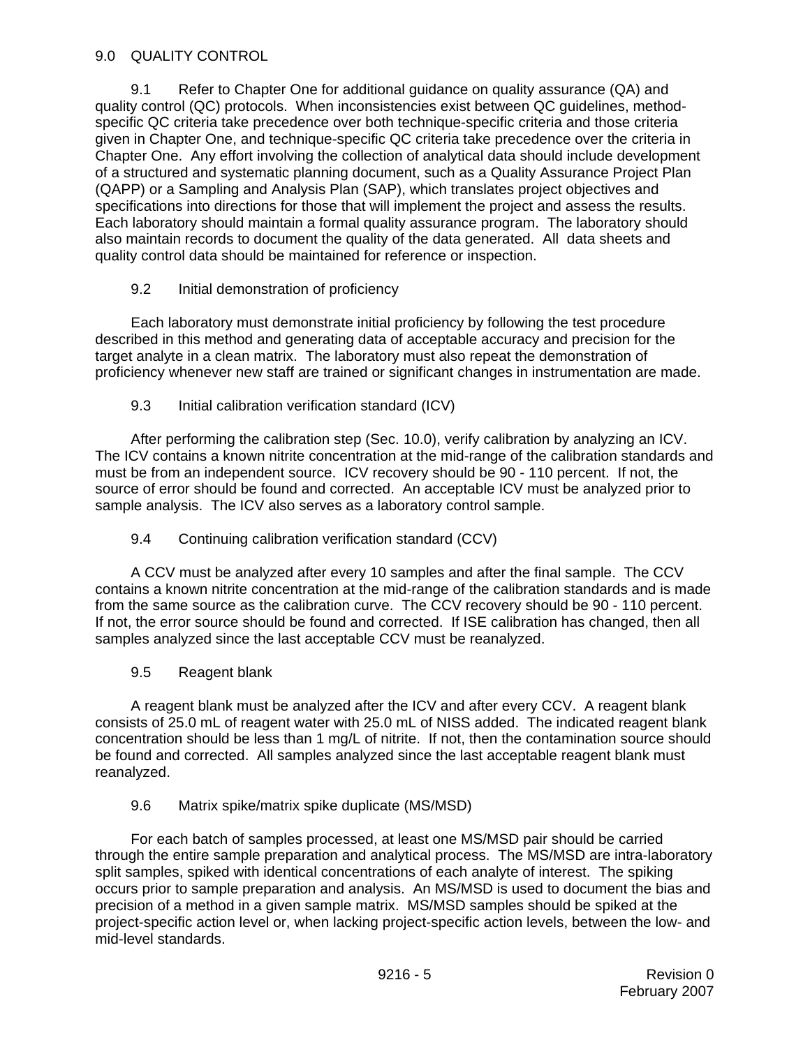## 9.0 QUALITY CONTROL

9.1 Refer to Chapter One for additional guidance on quality assurance (QA) and quality control (QC) protocols. When inconsistencies exist between QC guidelines, method-specific QC criteria take precedence over both technique-specific criteria and those criteria given in Chapter One, and technique-specific QC criteria take precedence over the criteria in Chapter One. Any effort involving the collection of analytical data should include development of a structured and systematic planning document, such as a Quality Assurance Project Plan (QAPP) or a Sampling and Analysis Plan (SAP), which translates project objectives and specifications into directions for those that will implement the project and assess the results. Each laboratory should maintain a formal quality assurance program. The laboratory should also maintain records to document the quality of the data generated. All data sheets and quality control data should be maintained for reference or inspection.

9.2 Initial demonstration of proficiency

Each laboratory must demonstrate initial proficiency by following the test procedure described in this method and generating data of acceptable accuracy and precision for the target analyte in a clean matrix. The laboratory must also repeat the demonstration of proficiency whenever new staff are trained or significant changes in instrumentation are made.

9.3 Initial calibration verification standard (ICV)

After performing the calibration step (Sec. 10.0), verify calibration by analyzing an ICV. The ICV contains a known nitrite concentration at the mid-range of the calibration standards and must be from an independent source. ICV recovery should be 90 - 110 percent. If not, the source of error should be found and corrected. An acceptable ICV must be analyzed prior to sample analysis. The ICV also serves as a laboratory control sample.

9.4 Continuing calibration verification standard (CCV)

A CCV must be analyzed after every 10 samples and after the final sample. The CCV contains a known nitrite concentration at the mid-range of the calibration standards and is made from the same source as the calibration curve. The CCV recovery should be 90 - 110 percent. If not, the error source should be found and corrected. If ISE calibration has changed, then all samples analyzed since the last acceptable CCV must be reanalyzed.

9.5 Reagent blank

A reagent blank must be analyzed after the ICV and after every CCV. A reagent blank consists of 25.0 mL of reagent water with 25.0 mL of NISS added. The indicated reagent blank concentration should be less than 1 mg/L of nitrite. If not, then the contamination source should be found and corrected. All samples analyzed since the last acceptable reagent blank must reanalyzed.

9.6 Matrix spike/matrix spike duplicate (MS/MSD)

For each batch of samples processed, at least one MS/MSD pair should be carried through the entire sample preparation and analytical process. The MS/MSD are intra-laboratory split samples, spiked with identical concentrations of each analyte of interest. The spiking occurs prior to sample preparation and analysis. An MS/MSD is used to document the bias and precision of a method in a given sample matrix. MS/MSD samples should be spiked at the project-specific action level or, when lacking project-specific action levels, between the low- and mid-level standards.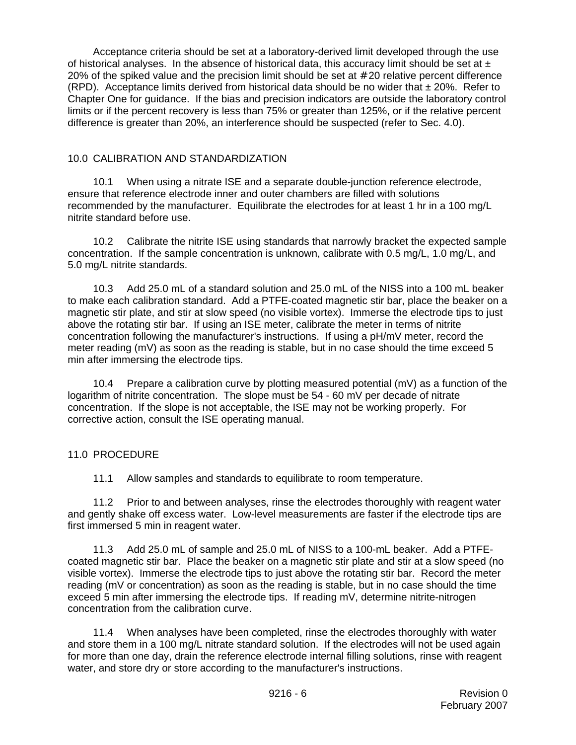Acceptance criteria should be set at a laboratory-derived limit developed through the use of historical analyses. In the absence of historical data, this accuracy limit should be set at ± 20% of the spiked value and the precision limit should be set at ≤20 relative percent difference (RPD). Acceptance limits derived from historical data should be no wider that ± 20%. Refer to Chapter One for guidance. If the bias and precision indicators are outside the laboratory control limits or if the percent recovery is less than 75% or greater than 125%, or if the relative percent difference is greater than 20%, an interference should be suspected (refer to Sec. 4.0).

## 10.0 CALIBRATION AND STANDARDIZATION

10.1 When using a nitrate ISE and a separate double-junction reference electrode, ensure that reference electrode inner and outer chambers are filled with solutions recommended by the manufacturer. Equilibrate the electrodes for at least 1 hr in a 100 mg/L nitrite standard before use.

10.2 Calibrate the nitrite ISE using standards that narrowly bracket the expected sample concentration. If the sample concentration is unknown, calibrate with 0.5 mg/L, 1.0 mg/L, and 5.0 mg/L nitrite standards.

10.3 Add 25.0 mL of a standard solution and 25.0 mL of the NISS into a 100 mL beaker to make each calibration standard. Add a PTFE-coated magnetic stir bar, place the beaker on a magnetic stir plate, and stir at slow speed (no visible vortex). Immerse the electrode tips to just above the rotating stir bar. If using an ISE meter, calibrate the meter in terms of nitrite concentration following the manufacturer's instructions. If using a pH/mV meter, record the meter reading (mV) as soon as the reading is stable, but in no case should the time exceed 5 min after immersing the electrode tips.

10.4 Prepare a calibration curve by plotting measured potential (mV) as a function of the logarithm of nitrite concentration. The slope must be 54 - 60 mV per decade of nitrate concentration. If the slope is not acceptable, the ISE may not be working properly. For corrective action, consult the ISE operating manual.

## 11.0 PROCEDURE

11.1 Allow samples and standards to equilibrate to room temperature.

11.2 Prior to and between analyses, rinse the electrodes thoroughly with reagent water and gently shake off excess water. Low-level measurements are faster if the electrode tips are first immersed 5 min in reagent water.

11.3 Add 25.0 mL of sample and 25.0 mL of NISS to a 100-mL beaker. Add a PTFE-coated magnetic stir bar. Place the beaker on a magnetic stir plate and stir at a slow speed (no visible vortex). Immerse the electrode tips to just above the rotating stir bar. Record the meter reading (mV or concentration) as soon as the reading is stable, but in no case should the time exceed 5 min after immersing the electrode tips. If reading mV, determine nitrite-nitrogen concentration from the calibration curve.

11.4 When analyses have been completed, rinse the electrodes thoroughly with water and store them in a 100 mg/L nitrate standard solution. If the electrodes will not be used again for more than one day, drain the reference electrode internal filling solutions, rinse with reagent water, and store dry or store according to the manufacturer's instructions.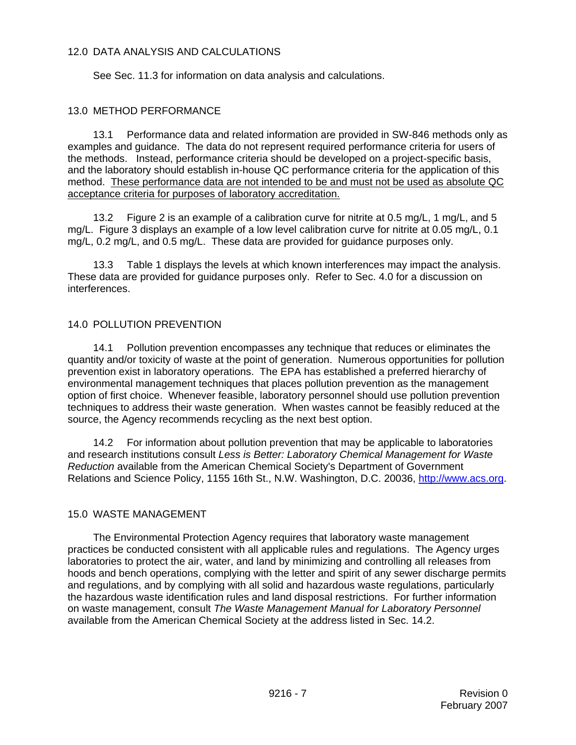## 12.0 DATA ANALYSIS AND CALCULATIONS

See Sec. 11.3 for information on data analysis and calculations.

## 13.0 METHOD PERFORMANCE

13.1 Performance data and related information are provided in SW-846 methods only as examples and guidance. The data do not represent required performance criteria for users of the methods. Instead, performance criteria should be developed on a project-specific basis, and the laboratory should establish in-house QC performance criteria for the application of this method. These performance data are not intended to be and must not be used as absolute QC acceptance criteria for purposes of laboratory accreditation.

13.2 Figure 2 is an example of a calibration curve for nitrite at 0.5 mg/L, 1 mg/L, and 5 mg/L. Figure 3 displays an example of a low level calibration curve for nitrite at 0.05 mg/L, 0.1 mg/L, 0.2 mg/L, and 0.5 mg/L. These data are provided for guidance purposes only.

13.3 Table 1 displays the levels at which known interferences may impact the analysis. These data are provided for guidance purposes only. Refer to Sec. 4.0 for a discussion on interferences.

## 14.0 POLLUTION PREVENTION

14.1 Pollution prevention encompasses any technique that reduces or eliminates the quantity and/or toxicity of waste at the point of generation. Numerous opportunities for pollution prevention exist in laboratory operations. The EPA has established a preferred hierarchy of environmental management techniques that places pollution prevention as the management option of first choice. Whenever feasible, laboratory personnel should use pollution prevention techniques to address their waste generation. When wastes cannot be feasibly reduced at the source, the Agency recommends recycling as the next best option.

14.2 For information about pollution prevention that may be applicable to laboratories and research institutions consult *Less is Better: Laboratory Chemical Management for Waste Reduction* available from the American Chemical Society's Department of Government Relations and Science Policy, 1155 16th St., N.W. Washington, D.C. 20036, http://www.acs.org.

## 15.0 WASTE MANAGEMENT

The Environmental Protection Agency requires that laboratory waste management practices be conducted consistent with all applicable rules and regulations. The Agency urges laboratories to protect the air, water, and land by minimizing and controlling all releases from hoods and bench operations, complying with the letter and spirit of any sewer discharge permits and regulations, and by complying with all solid and hazardous waste regulations, particularly the hazardous waste identification rules and land disposal restrictions. For further information on waste management, consult *The Waste Management Manual for Laboratory Personnel* available from the American Chemical Society at the address listed in Sec. 14.2.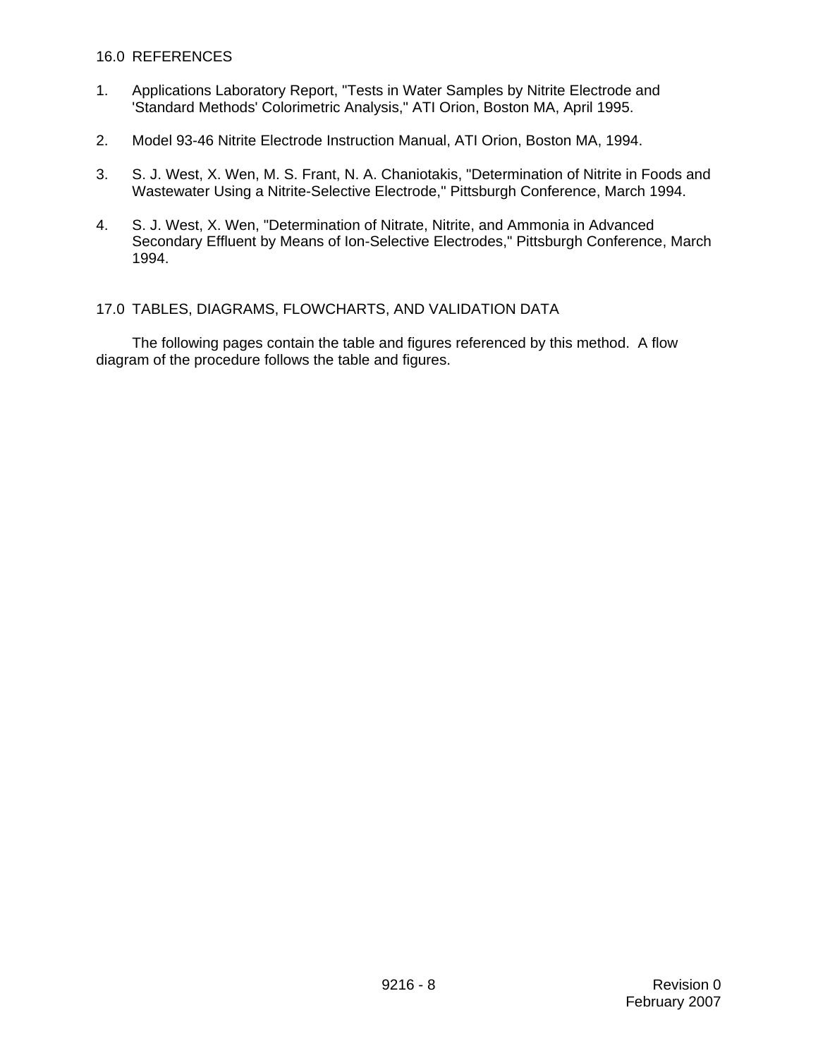## 16.0 REFERENCES

1. Applications Laboratory Report, "Tests in Water Samples by Nitrite Electrode and 'Standard Methods' Colorimetric Analysis," ATI Orion, Boston MA, April 1995.

2. Model 93-46 Nitrite Electrode Instruction Manual, ATI Orion, Boston MA, 1994.

3. S. J. West, X. Wen, M. S. Frant, N. A. Chaniotakis, "Determination of Nitrite in Foods and Wastewater Using a Nitrite-Selective Electrode," Pittsburgh Conference, March 1994.

4. S. J. West, X. Wen, "Determination of Nitrate, Nitrite, and Ammonia in Advanced Secondary Effluent by Means of Ion-Selective Electrodes," Pittsburgh Conference, March 1994.

## 17.0 TABLES, DIAGRAMS, FLOWCHARTS, AND VALIDATION DATA

The following pages contain the table and figures referenced by this method. A flow diagram of the procedure follows the table and figures.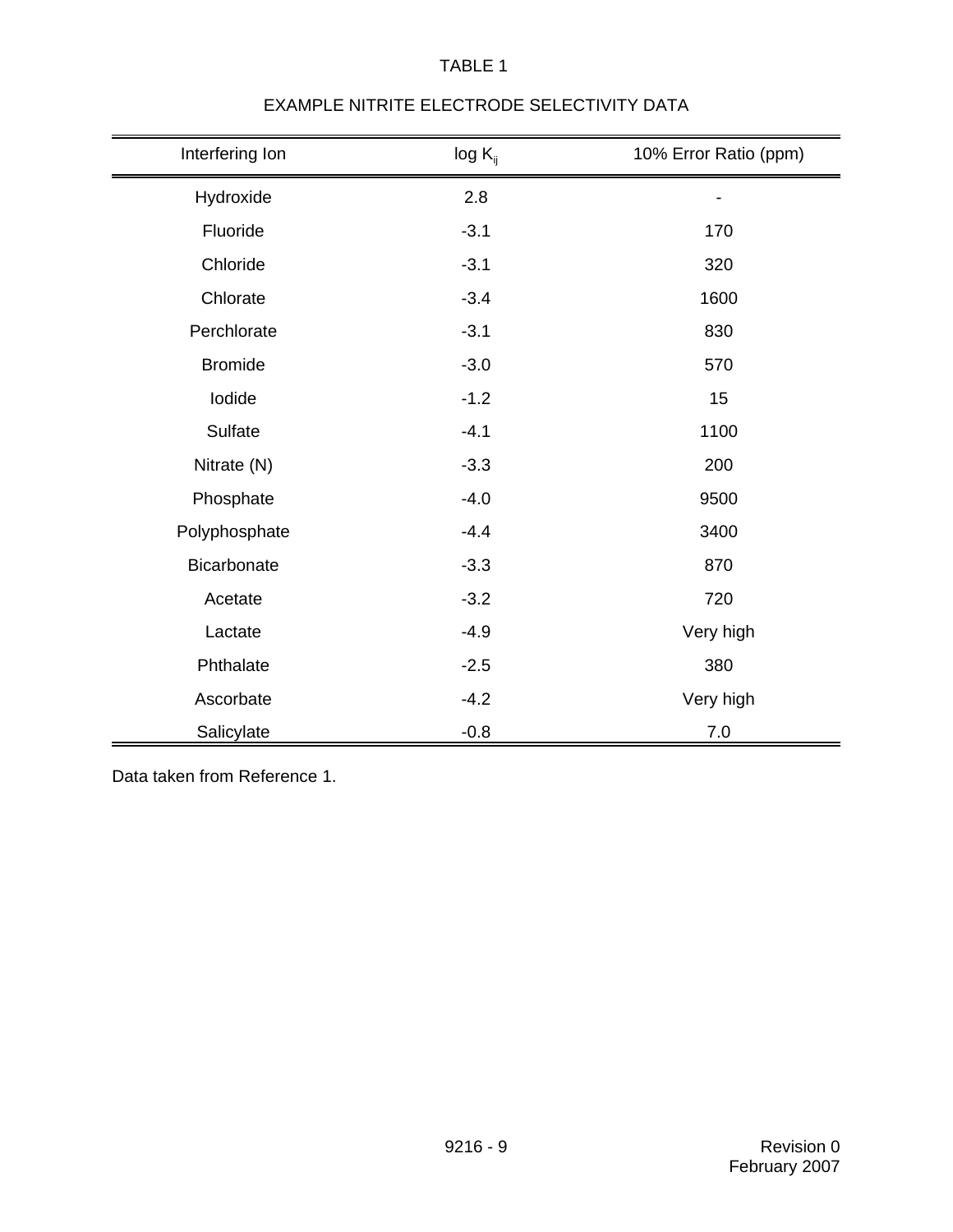TABLE 1

EXAMPLE NITRITE ELECTRODE SELECTIVITY DATA

| Interfering Ion | log $K_{ij}$ | 10% Error Ratio (ppm) |
|---|---|---|
| Hydroxide | 2.8 | - |
| Fluoride | -3.1 | 170 |
| Chloride | -3.1 | 320 |
| Chlorate | -3.4 | 1600 |
| Perchlorate | -3.1 | 830 |
| Bromide | -3.0 | 570 |
| Iodide | -1.2 | 15 |
| Sulfate | -4.1 | 1100 |
| Nitrate (N) | -3.3 | 200 |
| Phosphate | -4.0 | 9500 |
| Polyphosphate | -4.4 | 3400 |
| Bicarbonate | -3.3 | 870 |
| Acetate | -3.2 | 720 |
| Lactate | -4.9 | Very high |
| Phthalate | -2.5 | 380 |
| Ascorbate | -4.2 | Very high |
| Salicylate | -0.8 | 7.0 |

Data taken from Reference 1.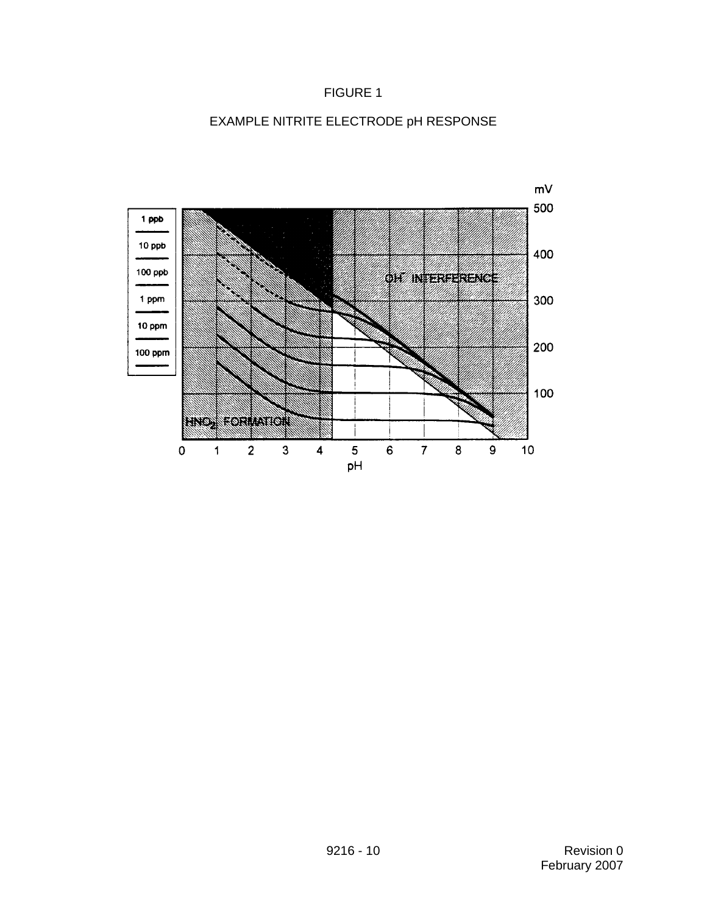FIGURE 1

EXAMPLE NITRITE ELECTRODE pH RESPONSE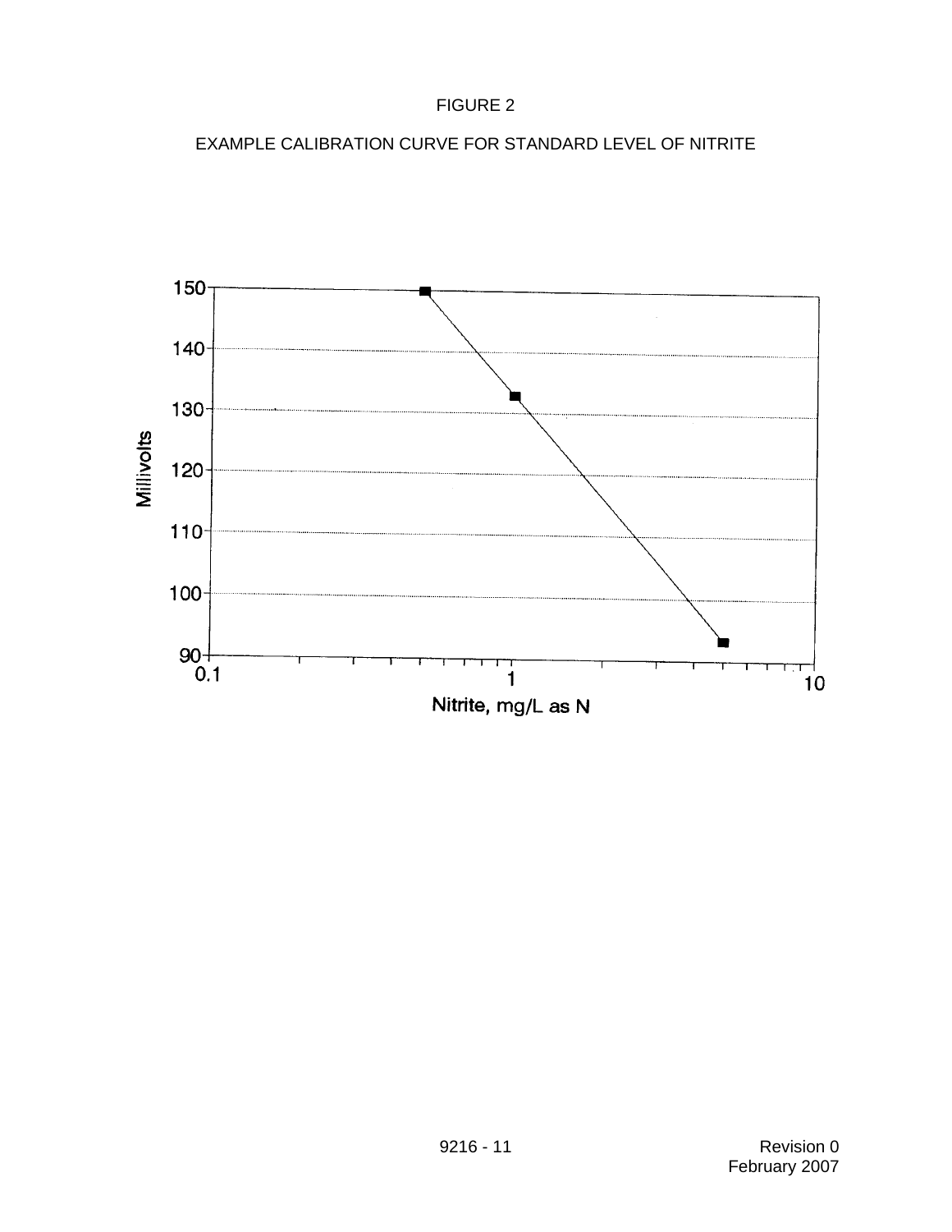FIGURE 2

EXAMPLE CALIBRATION CURVE FOR STANDARD LEVEL OF NITRITE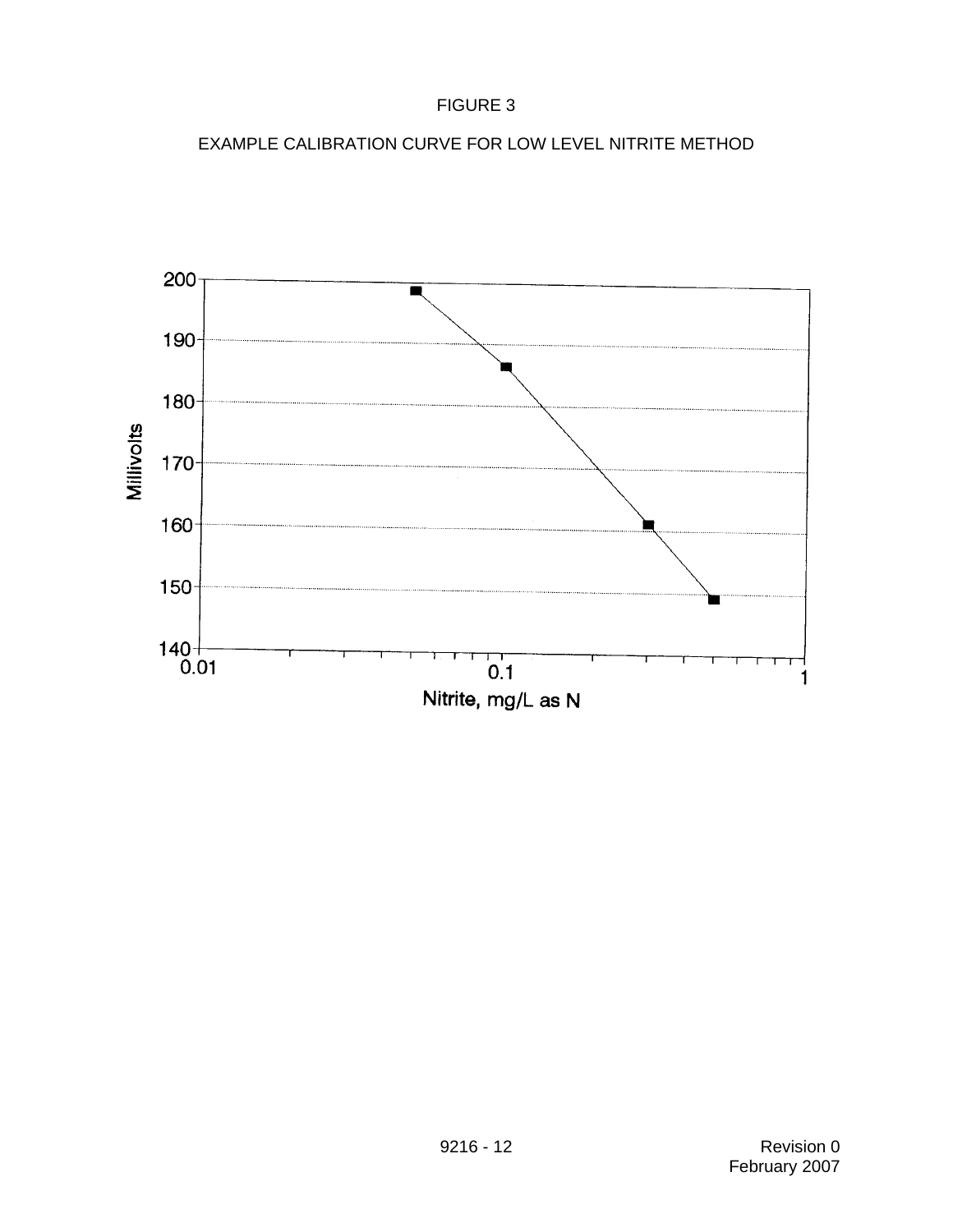FIGURE 3

EXAMPLE CALIBRATION CURVE FOR LOW LEVEL NITRITE METHOD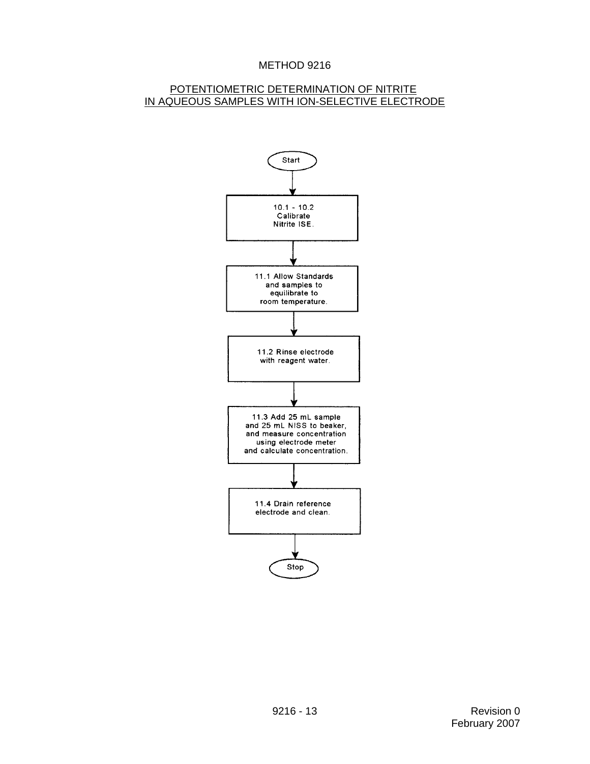METHOD 9216

POTENTIOMETRIC DETERMINATION OF NITRITE IN AQUEOUS SAMPLES WITH ION-SELECTIVE ELECTRODE

Start

10.1 - 10.2 Calibrate Nitrite ISE.

11.1 Allow Standards and samples to equilibrate to room temperature.

11.2 Rinse electrode with reagent water.

11.3 Add 25 mL sample and 25 mL NISS to beaker, and measure concentration using electrode meter and calculate concentration.

11.4 Drain reference electrode and clean.

Stop